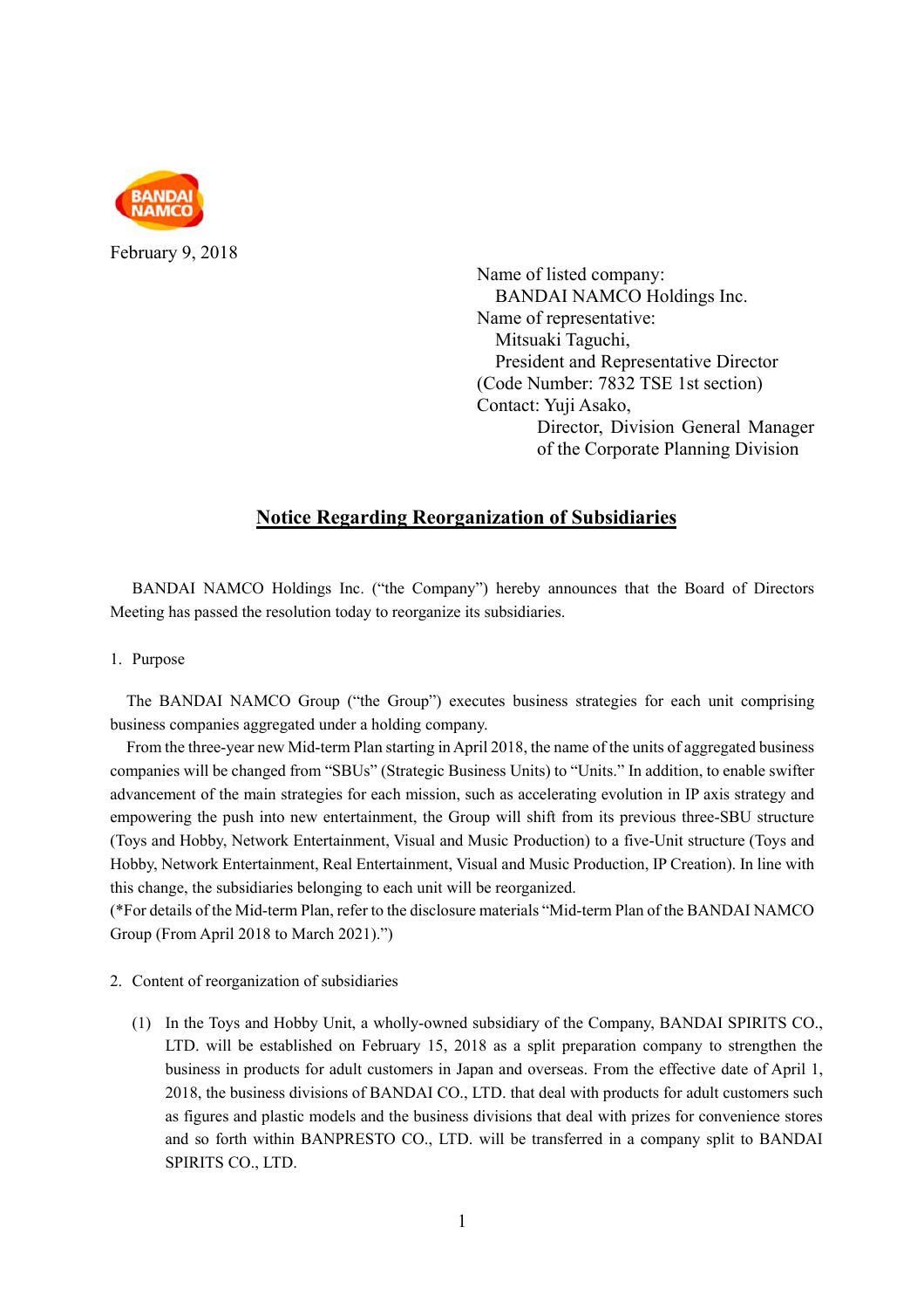February 9, 2018

Name of listed company:
BANDAI NAMCO Holdings Inc.
Name of representative:
Mitsuaki Taguchi,
President and Representative Director
(Code Number: 7832 TSE 1st section)
Contact: Yuji Asako,
Director, Division General Manager of the Corporate Planning Division

# Notice Regarding Reorganization of Subsidiaries

BANDAI NAMCO Holdings Inc. ("the Company") hereby announces that the Board of Directors Meeting has passed the resolution today to reorganize its subsidiaries.

1. Purpose

The BANDAI NAMCO Group ("the Group") executes business strategies for each unit comprising business companies aggregated under a holding company.

From the three-year new Mid-term Plan starting in April 2018, the name of the units of aggregated business companies will be changed from "SBUs" (Strategic Business Units) to "Units." In addition, to enable swifter advancement of the main strategies for each mission, such as accelerating evolution in IP axis strategy and empowering the push into new entertainment, the Group will shift from its previous three-SBU structure (Toys and Hobby, Network Entertainment, Visual and Music Production) to a five-Unit structure (Toys and Hobby, Network Entertainment, Real Entertainment, Visual and Music Production, IP Creation). In line with this change, the subsidiaries belonging to each unit will be reorganized.

(*For details of the Mid-term Plan, refer to the disclosure materials "Mid-term Plan of the BANDAI NAMCO Group (From April 2018 to March 2021).")

2. Content of reorganization of subsidiaries

(1) In the Toys and Hobby Unit, a wholly-owned subsidiary of the Company, BANDAI SPIRITS CO., LTD. will be established on February 15, 2018 as a split preparation company to strengthen the business in products for adult customers in Japan and overseas. From the effective date of April 1, 2018, the business divisions of BANDAI CO., LTD. that deal with products for adult customers such as figures and plastic models and the business divisions that deal with prizes for convenience stores and so forth within BANPRESTO CO., LTD. will be transferred in a company split to BANDAI SPIRITS CO., LTD.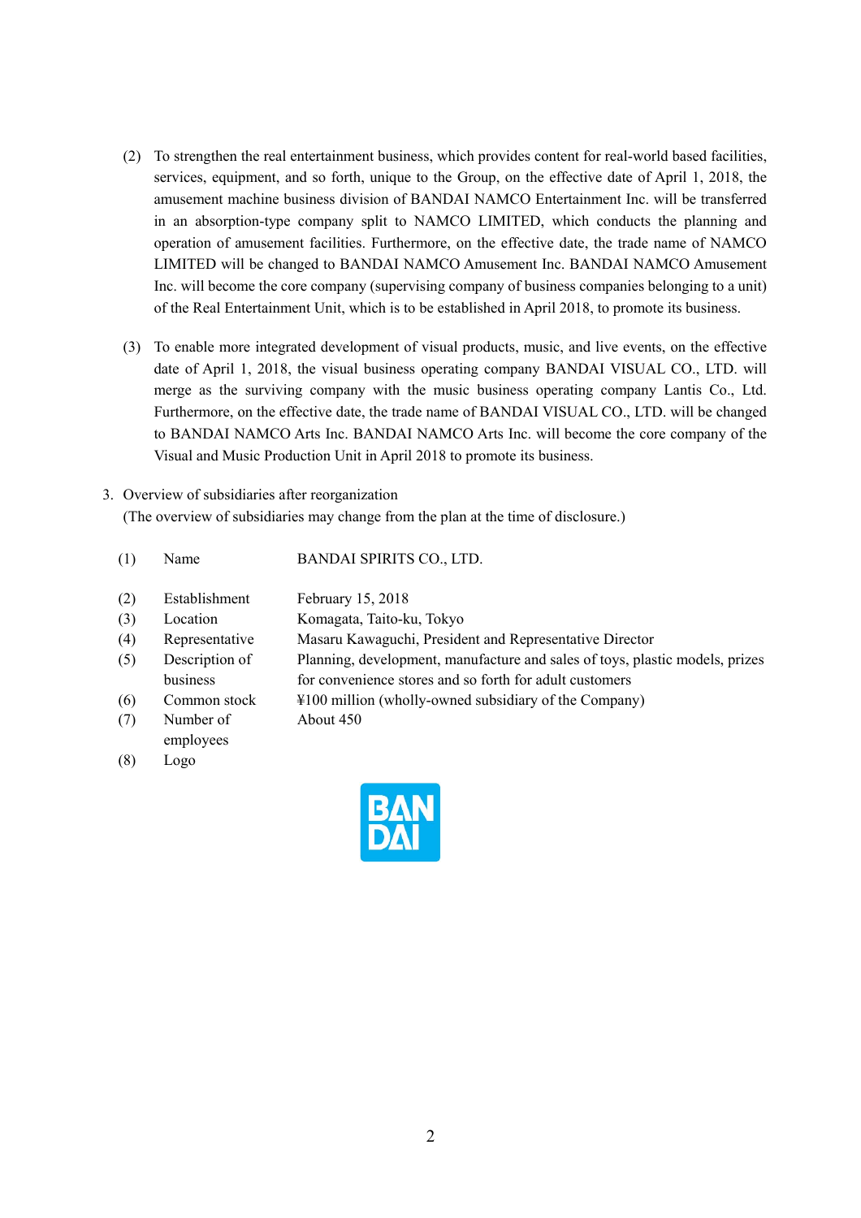(2) To strengthen the real entertainment business, which provides content for real-world based facilities, services, equipment, and so forth, unique to the Group, on the effective date of April 1, 2018, the amusement machine business division of BANDAI NAMCO Entertainment Inc. will be transferred in an absorption-type company split to NAMCO LIMITED, which conducts the planning and operation of amusement facilities. Furthermore, on the effective date, the trade name of NAMCO LIMITED will be changed to BANDAI NAMCO Amusement Inc. BANDAI NAMCO Amusement Inc. will become the core company (supervising company of business companies belonging to a unit) of the Real Entertainment Unit, which is to be established in April 2018, to promote its business.

(3) To enable more integrated development of visual products, music, and live events, on the effective date of April 1, 2018, the visual business operating company BANDAI VISUAL CO., LTD. will merge as the surviving company with the music business operating company Lantis Co., Ltd. Furthermore, on the effective date, the trade name of BANDAI VISUAL CO., LTD. will be changed to BANDAI NAMCO Arts Inc. BANDAI NAMCO Arts Inc. will become the core company of the Visual and Music Production Unit in April 2018 to promote its business.

3. Overview of subsidiaries after reorganization
(The overview of subsidiaries may change from the plan at the time of disclosure.)

| | | |
|---|---|---|
| (1) | Name | BANDAI SPIRITS CO., LTD. |
| (2) | Establishment | February 15, 2018 |
| (3) | Location | Komagata, Taito-ku, Tokyo |
| (4) | Representative | Masaru Kawaguchi, President and Representative Director |
| (5) | Description of business | Planning, development, manufacture and sales of toys, plastic models, prizes for convenience stores and so forth for adult customers |
| (6) | Common stock | ¥100 million (wholly-owned subsidiary of the Company) |
| (7) | Number of employees | About 450 |
| (8) | Logo | BANDAI |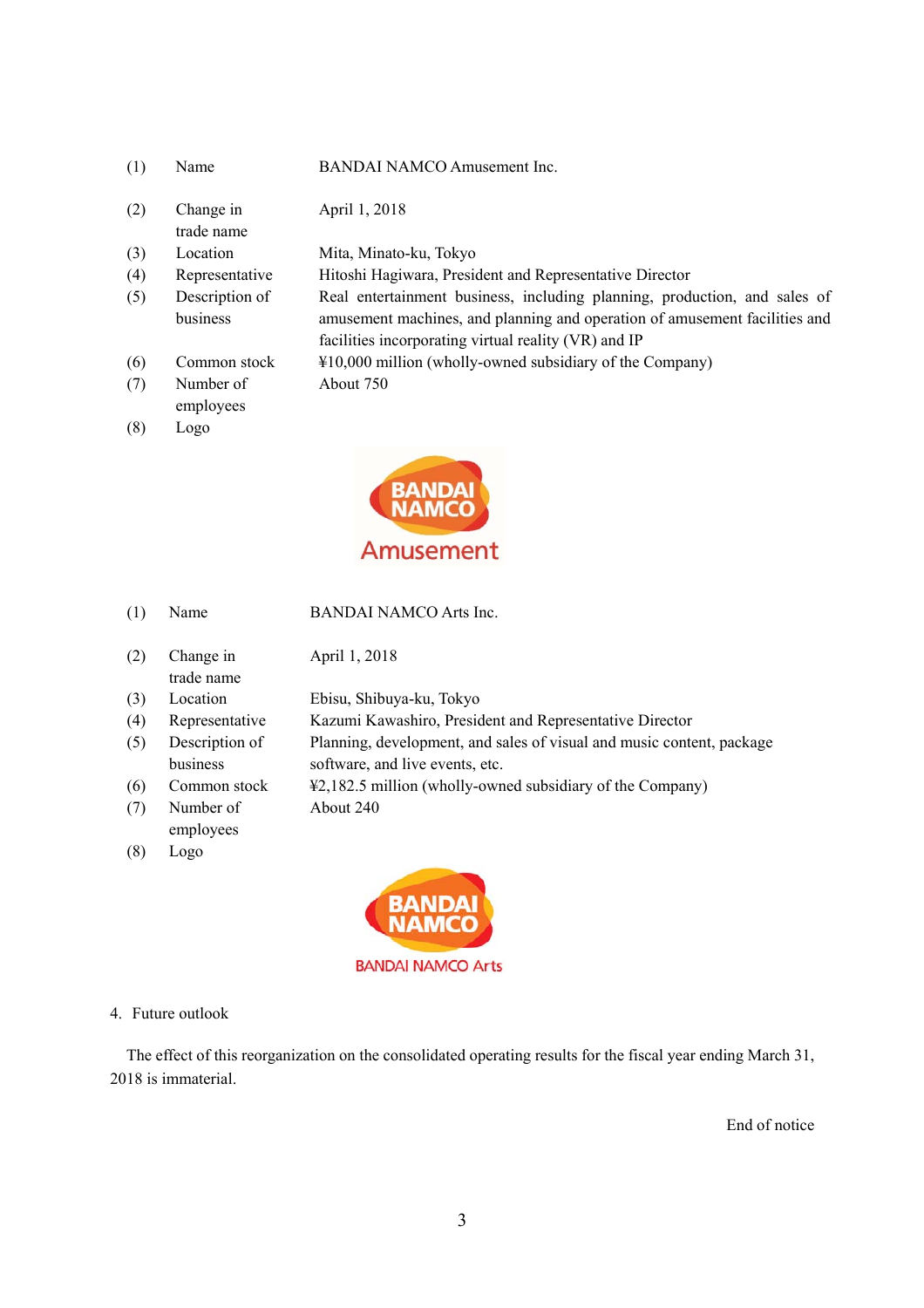| | | |
|---|---|---|
| (1) | Name | BANDAI NAMCO Amusement Inc. |
| (2) | Change in trade name | April 1, 2018 |
| (3) | Location | Mita, Minato-ku, Tokyo |
| (4) | Representative | Hitoshi Hagiwara, President and Representative Director |
| (5) | Description of business | Real entertainment business, including planning, production, and sales of amusement machines, and planning and operation of amusement facilities and facilities incorporating virtual reality (VR) and IP |
| (6) | Common stock | ¥10,000 million (wholly-owned subsidiary of the Company) |
| (7) | Number of employees | About 750 |
| (8) | Logo | |

BANDAI NAMCO Amusement

| | | |
|---|---|---|
| (1) | Name | BANDAI NAMCO Arts Inc. |
| (2) | Change in trade name | April 1, 2018 |
| (3) | Location | Ebisu, Shibuya-ku, Tokyo |
| (4) | Representative | Kazumi Kawashiro, President and Representative Director |
| (5) | Description of business | Planning, development, and sales of visual and music content, package software, and live events, etc. |
| (6) | Common stock | ¥2,182.5 million (wholly-owned subsidiary of the Company) |
| (7) | Number of employees | About 240 |
| (8) | Logo | |

BANDAI NAMCO BANDAI NAMCO Arts

4. Future outlook

The effect of this reorganization on the consolidated operating results for the fiscal year ending March 31, 2018 is immaterial.

End of notice